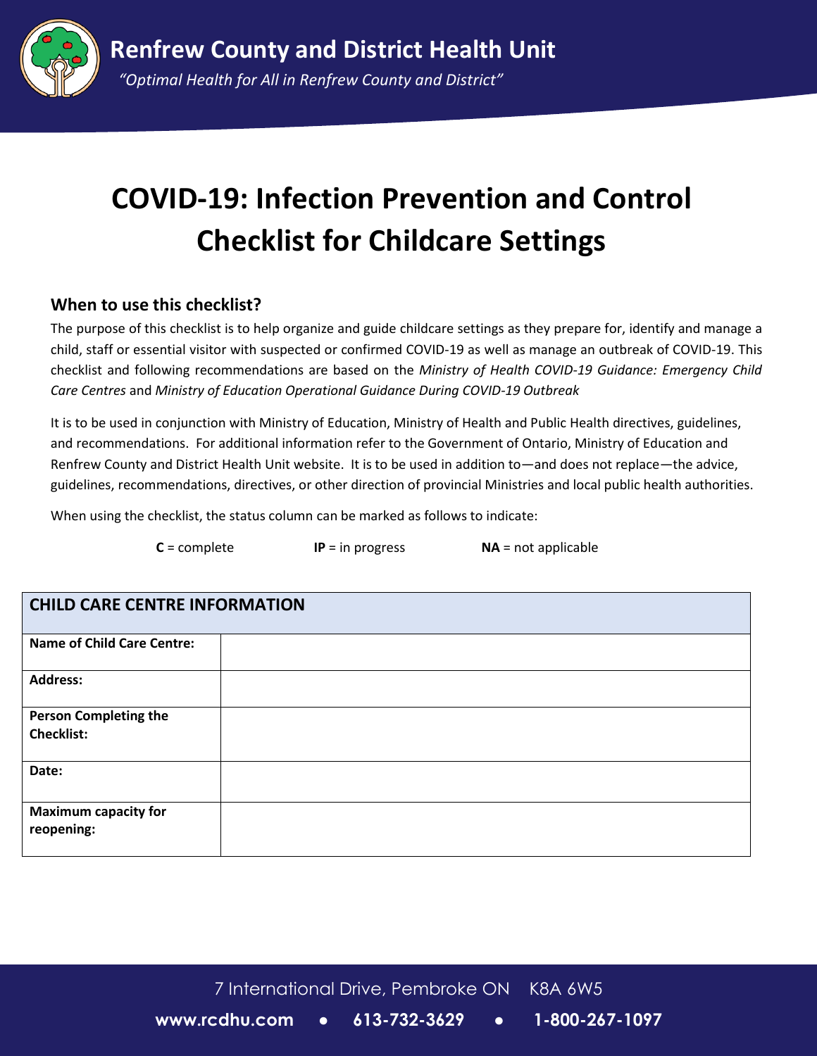# Renfrew County and District Health Unit

*"Optimal Health for All in Renfrew County and District"*

# COVID-19: Infection Prevention and Control Checklist for Childcare Settings

## When to use this checklist?

The purpose of this checklist is to help organize and guide childcare settings as they prepare for, identify and manage a child, staff or essential visitor with suspected or confirmed COVID-19 as well as manage an outbreak of COVID-19. This checklist and following recommendations are based on the *Ministry of Health COVID-19 Guidance: Emergency Child Care Centres* and *Ministry of Education Operational Guidance During COVID-19 Outbreak*

It is to be used in conjunction with Ministry of Education, Ministry of Health and Public Health directives, guidelines, and recommendations. For additional information refer to the Government of Ontario, Ministry of Education and Renfrew County and District Health Unit website. It is to be used in addition to—and does not replace—the advice, guidelines, recommendations, directives, or other direction of provincial Ministries and local public health authorities.

When using the checklist, the status column can be marked as follows to indicate:

**C** = complete **IP** = in progress **NA** = not applicable

| CHILD CARE CENTRE INFORMATION | |
|---|---|
| **Name of Child Care Centre:** | |
| **Address:** | |
| **Person Completing the Checklist:** | |
| **Date:** | |
| **Maximum capacity for reopening:** | |

7 International Drive, Pembroke ON K8A 6W5

**www.rcdhu.com • 613-732-3629 • 1-800-267-1097**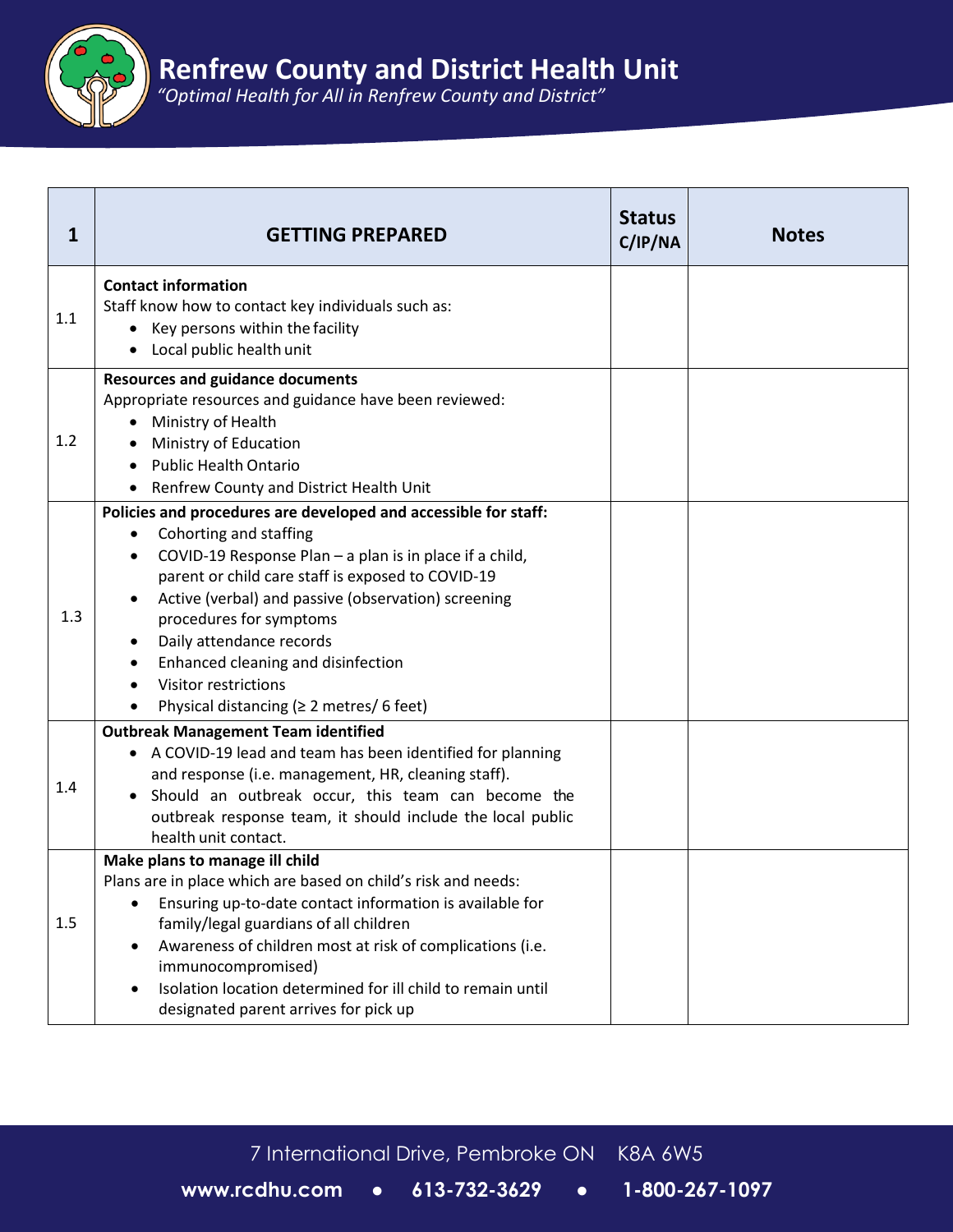| 1 | GETTING PREPARED | Status C/IP/NA | Notes |
|---|---|---|---|
| 1.1 | **Contact information**<br>Staff know how to contact key individuals such as:<br>• Key persons within the facility<br>• Local public health unit | | |
| 1.2 | **Resources and guidance documents**<br>Appropriate resources and guidance have been reviewed:<br>• Ministry of Health<br>• Ministry of Education<br>• Public Health Ontario<br>• Renfrew County and District Health Unit | | |
| 1.3 | **Policies and procedures are developed and accessible for staff:**<br>• Cohorting and staffing<br>• COVID-19 Response Plan – a plan is in place if a child, parent or child care staff is exposed to COVID-19<br>• Active (verbal) and passive (observation) screening procedures for symptoms<br>• Daily attendance records<br>• Enhanced cleaning and disinfection<br>• Visitor restrictions<br>• Physical distancing (≥ 2 metres/ 6 feet) | | |
| 1.4 | **Outbreak Management Team identified**<br>• A COVID-19 lead and team has been identified for planning and response (i.e. management, HR, cleaning staff).<br>• Should an outbreak occur, this team can become the outbreak response team, it should include the local public health unit contact. | | |
| 1.5 | **Make plans to manage ill child**<br>Plans are in place which are based on child's risk and needs:<br>• Ensuring up-to-date contact information is available for family/legal guardians of all children<br>• Awareness of children most at risk of complications (i.e. immunocompromised)<br>• Isolation location determined for ill child to remain until designated parent arrives for pick up | | |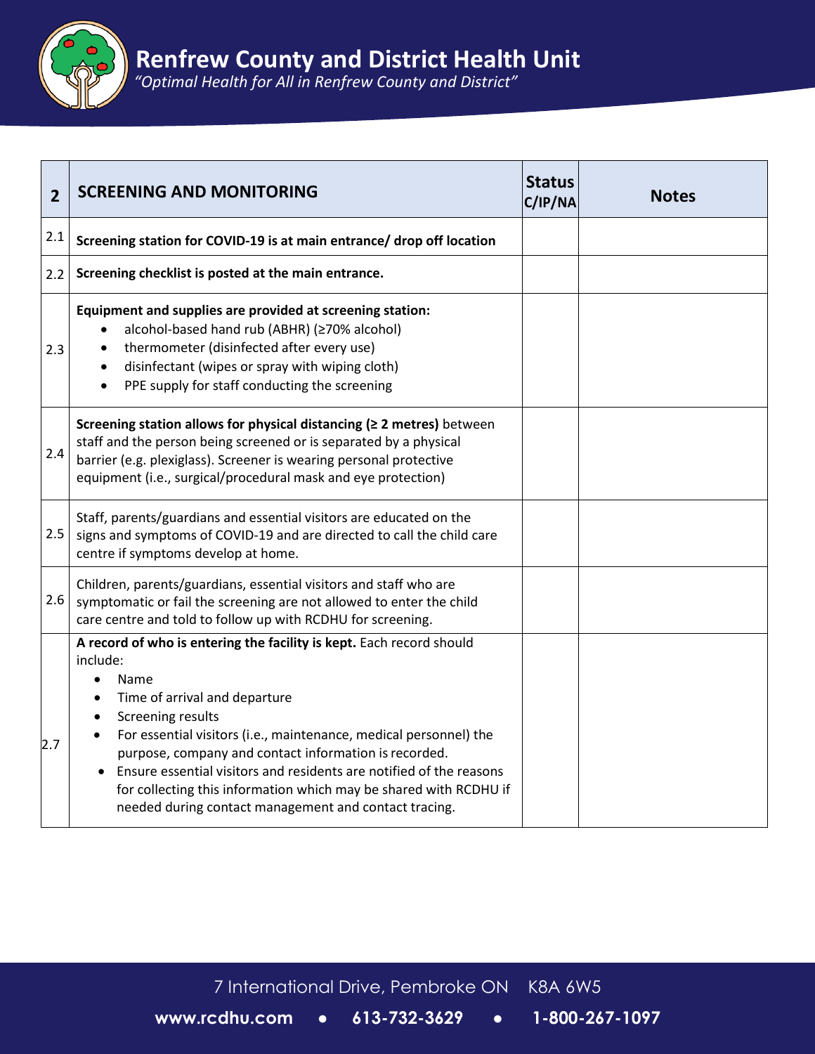| 2 | SCREENING AND MONITORING | Status C/IP/NA | Notes |
|---|---|---|---|
| 2.1 | **Screening station for COVID-19 is at main entrance/ drop off location** | | |
| 2.2 | **Screening checklist is posted at the main entrance.** | | |
| 2.3 | **Equipment and supplies are provided at screening station:**<br>• alcohol-based hand rub (ABHR) (≥70% alcohol)<br>• thermometer (disinfected after every use)<br>• disinfectant (wipes or spray with wiping cloth)<br>• PPE supply for staff conducting the screening | | |
| 2.4 | **Screening station allows for physical distancing (≥ 2 metres)** between staff and the person being screened or is separated by a physical barrier (e.g. plexiglass). Screener is wearing personal protective equipment (i.e., surgical/procedural mask and eye protection) | | |
| 2.5 | Staff, parents/guardians and essential visitors are educated on the signs and symptoms of COVID-19 and are directed to call the child care centre if symptoms develop at home. | | |
| 2.6 | Children, parents/guardians, essential visitors and staff who are symptomatic or fail the screening are not allowed to enter the child care centre and told to follow up with RCDHU for screening. | | |
| 2.7 | **A record of who is entering the facility is kept.** Each record should include:<br>• Name<br>• Time of arrival and departure<br>• Screening results<br>• For essential visitors (i.e., maintenance, medical personnel) the purpose, company and contact information is recorded.<br>• Ensure essential visitors and residents are notified of the reasons for collecting this information which may be shared with RCDHU if needed during contact management and contact tracing. | | |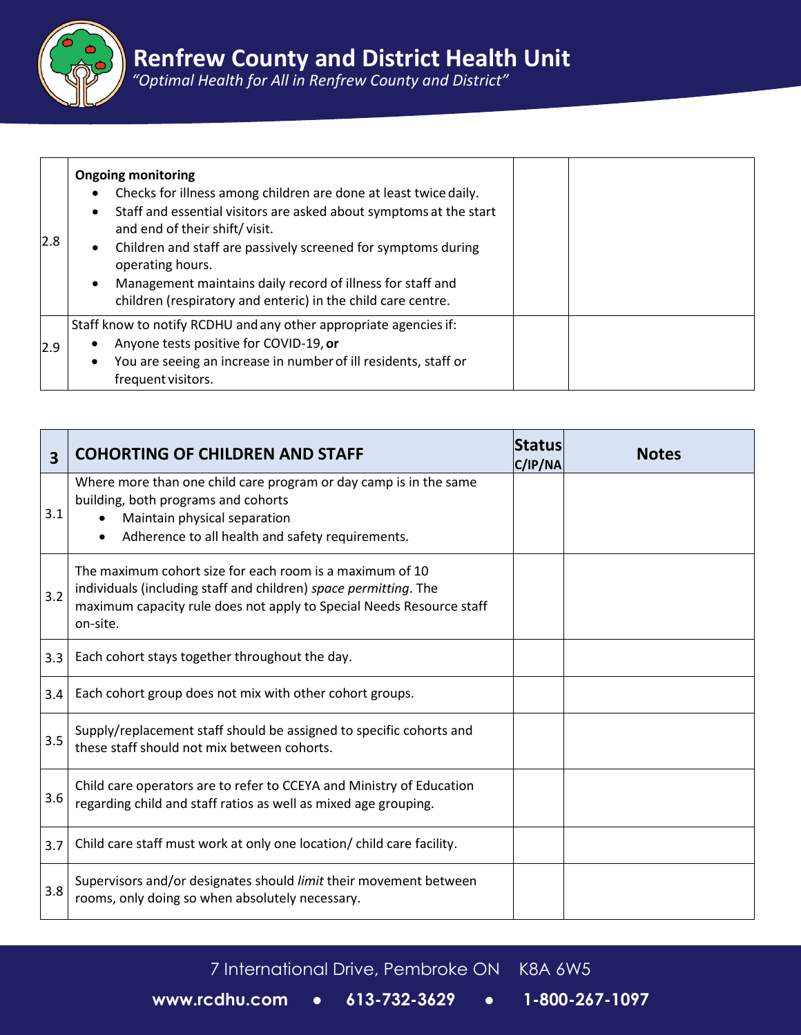| | | | |
|---|---|---|---|
| 2.8 | **Ongoing monitoring**<br>• Checks for illness among children are done at least twice daily.<br>• Staff and essential visitors are asked about symptoms at the start and end of their shift/ visit.<br>• Children and staff are passively screened for symptoms during operating hours.<br>• Management maintains daily record of illness for staff and children (respiratory and enteric) in the child care centre. | | |
| 2.9 | Staff know to notify RCDHU and any other appropriate agencies if:<br>• Anyone tests positive for COVID-19, **or**<br>• You are seeing an increase in number of ill residents, staff or frequent visitors. | | |

| 3 | COHORTING OF CHILDREN AND STAFF | Status C/IP/NA | Notes |
|---|---|---|---|
| 3.1 | Where more than one child care program or day camp is in the same building, both programs and cohorts<br>• Maintain physical separation<br>• Adherence to all health and safety requirements. | | |
| 3.2 | The maximum cohort size for each room is a maximum of 10 individuals (including staff and children) *space permitting*. The maximum capacity rule does not apply to Special Needs Resource staff on-site. | | |
| 3.3 | Each cohort stays together throughout the day. | | |
| 3.4 | Each cohort group does not mix with other cohort groups. | | |
| 3.5 | Supply/replacement staff should be assigned to specific cohorts and these staff should not mix between cohorts. | | |
| 3.6 | Child care operators are to refer to CCEYA and Ministry of Education regarding child and staff ratios as well as mixed age grouping. | | |
| 3.7 | Child care staff must work at only one location/ child care facility. | | |
| 3.8 | Supervisors and/or designates should *limit* their movement between rooms, only doing so when absolutely necessary. | | |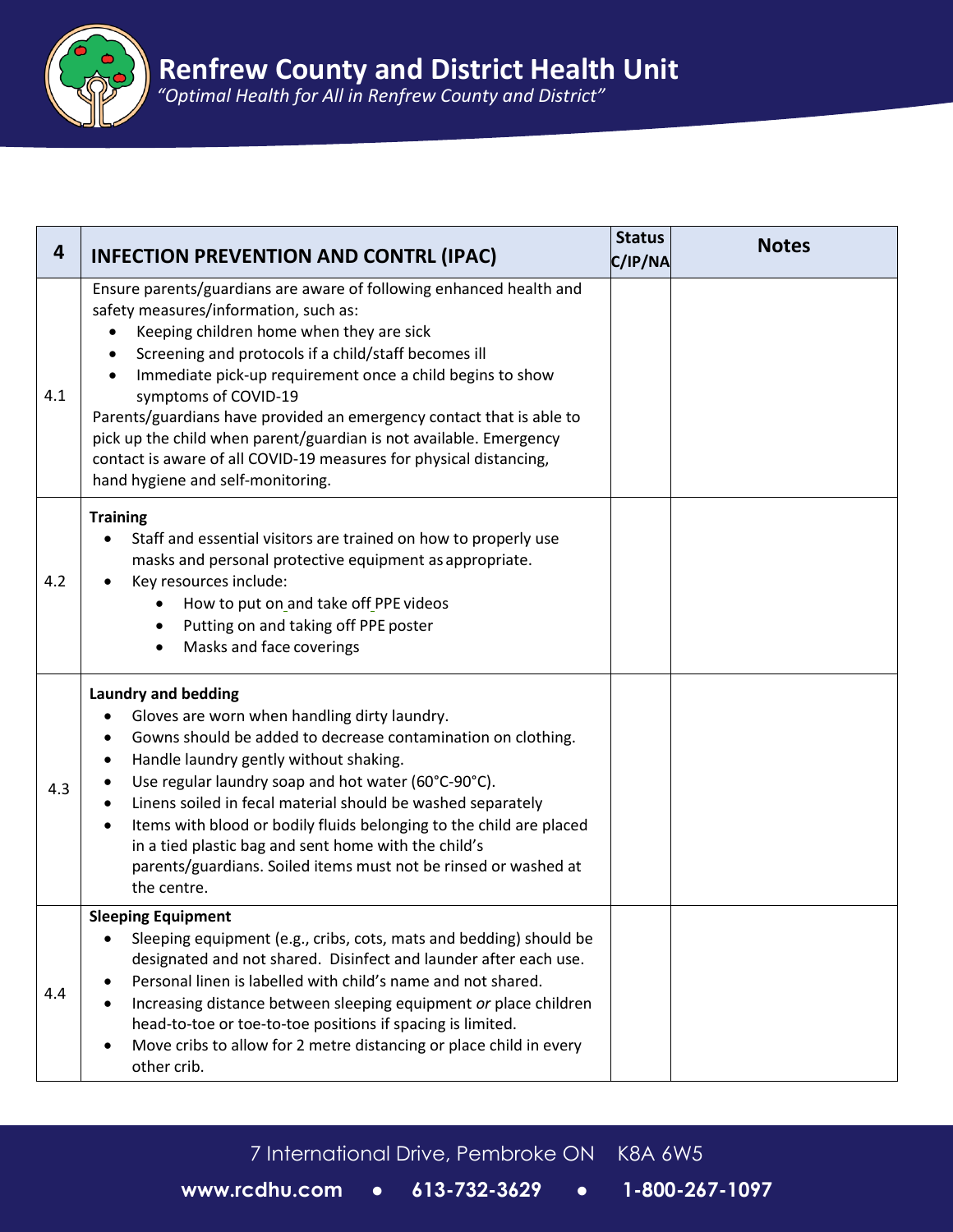| 4 | INFECTION PREVENTION AND CONTRL (IPAC) | Status C/IP/NA | Notes |
|---|---|---|---|
| 4.1 | Ensure parents/guardians are aware of following enhanced health and safety measures/information, such as:<br>• Keeping children home when they are sick<br>• Screening and protocols if a child/staff becomes ill<br>• Immediate pick-up requirement once a child begins to show symptoms of COVID-19<br>Parents/guardians have provided an emergency contact that is able to pick up the child when parent/guardian is not available. Emergency contact is aware of all COVID-19 measures for physical distancing, hand hygiene and self-monitoring. | | |
| 4.2 | **Training**<br>• Staff and essential visitors are trained on how to properly use masks and personal protective equipment as appropriate.<br>• Key resources include:<br>  • How to put on and take off PPE videos<br>  • Putting on and taking off PPE poster<br>  • Masks and face coverings | | |
| 4.3 | **Laundry and bedding**<br>• Gloves are worn when handling dirty laundry.<br>• Gowns should be added to decrease contamination on clothing.<br>• Handle laundry gently without shaking.<br>• Use regular laundry soap and hot water (60°C-90°C).<br>• Linens soiled in fecal material should be washed separately<br>• Items with blood or bodily fluids belonging to the child are placed in a tied plastic bag and sent home with the child's parents/guardians. Soiled items must not be rinsed or washed at the centre. | | |
| 4.4 | **Sleeping Equipment**<br>• Sleeping equipment (e.g., cribs, cots, mats and bedding) should be designated and not shared. Disinfect and launder after each use.<br>• Personal linen is labelled with child's name and not shared.<br>• Increasing distance between sleeping equipment *or* place children head-to-toe or toe-to-toe positions if spacing is limited.<br>• Move cribs to allow for 2 metre distancing or place child in every other crib. | | |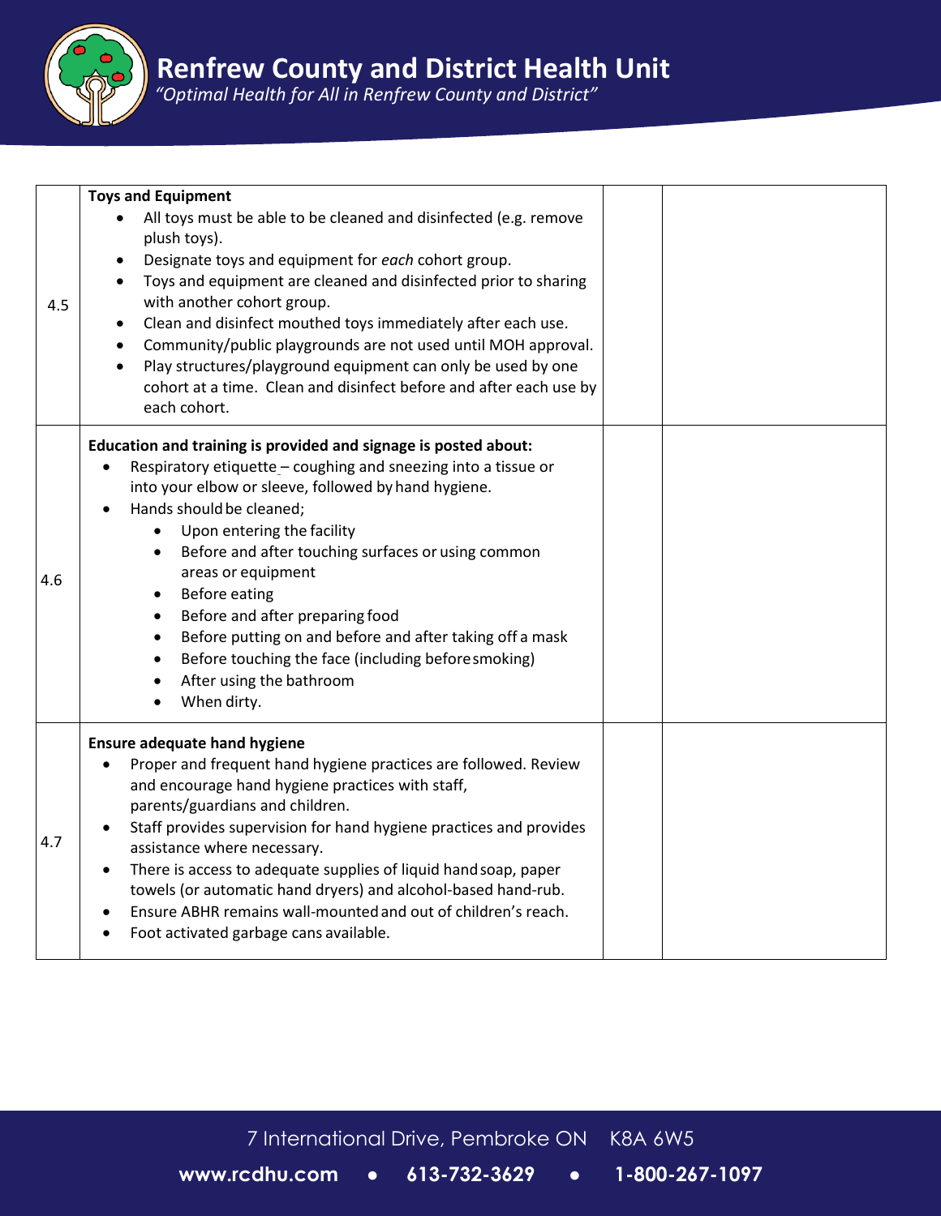| | | | |
|---|---|---|---|
| 4.5 | **Toys and Equipment**<br>• All toys must be able to be cleaned and disinfected (e.g. remove plush toys).<br>• Designate toys and equipment for *each* cohort group.<br>• Toys and equipment are cleaned and disinfected prior to sharing with another cohort group.<br>• Clean and disinfect mouthed toys immediately after each use.<br>• Community/public playgrounds are not used until MOH approval.<br>• Play structures/playground equipment can only be used by one cohort at a time. Clean and disinfect before and after each use by each cohort. | | |
| 4.6 | **Education and training is provided and signage is posted about:**<br>• Respiratory etiquette – coughing and sneezing into a tissue or into your elbow or sleeve, followed by hand hygiene.<br>• Hands should be cleaned;<br>  ◦ Upon entering the facility<br>  ◦ Before and after touching surfaces or using common areas or equipment<br>  ◦ Before eating<br>  ◦ Before and after preparing food<br>  ◦ Before putting on and before and after taking off a mask<br>  ◦ Before touching the face (including before smoking)<br>  ◦ After using the bathroom<br>  ◦ When dirty. | | |
| 4.7 | **Ensure adequate hand hygiene**<br>• Proper and frequent hand hygiene practices are followed. Review and encourage hand hygiene practices with staff, parents/guardians and children.<br>• Staff provides supervision for hand hygiene practices and provides assistance where necessary.<br>• There is access to adequate supplies of liquid hand soap, paper towels (or automatic hand dryers) and alcohol-based hand-rub.<br>• Ensure ABHR remains wall-mounted and out of children's reach.<br>• Foot activated garbage cans available. | | |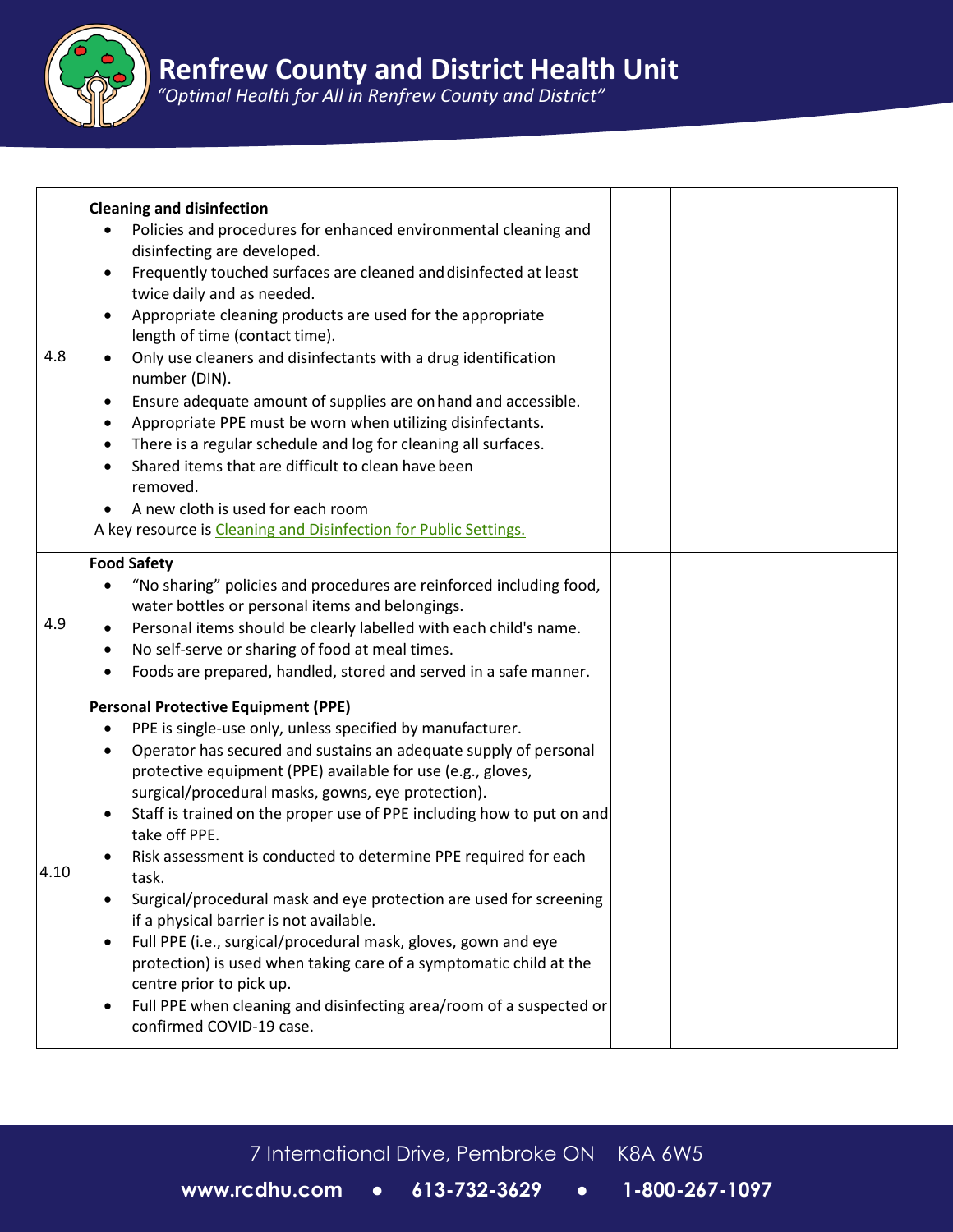| | | | |
|---|---|---|---|
| 4.8 | **Cleaning and disinfection**<br>• Policies and procedures for enhanced environmental cleaning and disinfecting are developed.<br>• Frequently touched surfaces are cleaned and disinfected at least twice daily and as needed.<br>• Appropriate cleaning products are used for the appropriate length of time (contact time).<br>• Only use cleaners and disinfectants with a drug identification number (DIN).<br>• Ensure adequate amount of supplies are on hand and accessible.<br>• Appropriate PPE must be worn when utilizing disinfectants.<br>• There is a regular schedule and log for cleaning all surfaces.<br>• Shared items that are difficult to clean have been removed.<br>• A new cloth is used for each room<br>A key resource is Cleaning and Disinfection for Public Settings. | | |
| 4.9 | **Food Safety**<br>• "No sharing" policies and procedures are reinforced including food, water bottles or personal items and belongings.<br>• Personal items should be clearly labelled with each child's name.<br>• No self-serve or sharing of food at meal times.<br>• Foods are prepared, handled, stored and served in a safe manner. | | |
| 4.10 | **Personal Protective Equipment (PPE)**<br>• PPE is single-use only, unless specified by manufacturer.<br>• Operator has secured and sustains an adequate supply of personal protective equipment (PPE) available for use (e.g., gloves, surgical/procedural masks, gowns, eye protection).<br>• Staff is trained on the proper use of PPE including how to put on and take off PPE.<br>• Risk assessment is conducted to determine PPE required for each task.<br>• Surgical/procedural mask and eye protection are used for screening if a physical barrier is not available.<br>• Full PPE (i.e., surgical/procedural mask, gloves, gown and eye protection) is used when taking care of a symptomatic child at the centre prior to pick up.<br>• Full PPE when cleaning and disinfecting area/room of a suspected or confirmed COVID-19 case. | | |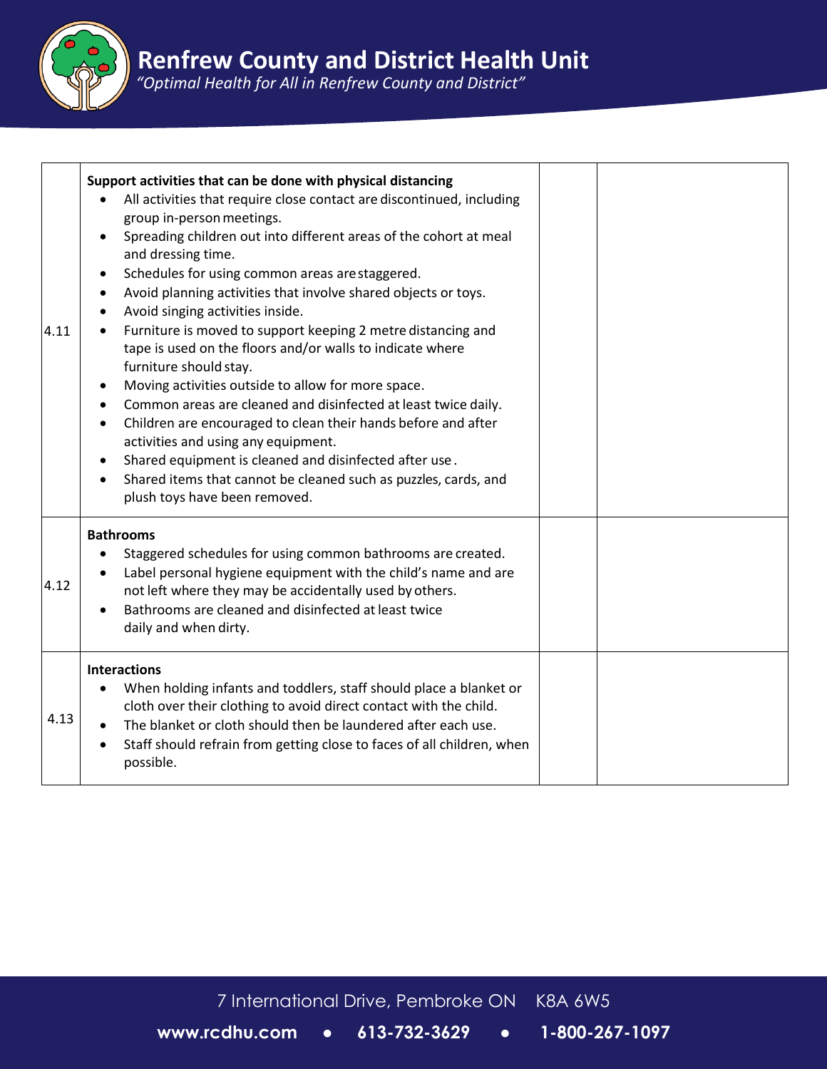| | | | |
|---|---|---|---|
| 4.11 | **Support activities that can be done with physical distancing**<br>• All activities that require close contact are discontinued, including group in-person meetings.<br>• Spreading children out into different areas of the cohort at meal and dressing time.<br>• Schedules for using common areas are staggered.<br>• Avoid planning activities that involve shared objects or toys.<br>• Avoid singing activities inside.<br>• Furniture is moved to support keeping 2 metre distancing and tape is used on the floors and/or walls to indicate where furniture should stay.<br>• Moving activities outside to allow for more space.<br>• Common areas are cleaned and disinfected at least twice daily.<br>• Children are encouraged to clean their hands before and after activities and using any equipment.<br>• Shared equipment is cleaned and disinfected after use .<br>• Shared items that cannot be cleaned such as puzzles, cards, and plush toys have been removed. | | |
| 4.12 | **Bathrooms**<br>• Staggered schedules for using common bathrooms are created.<br>• Label personal hygiene equipment with the child's name and are not left where they may be accidentally used by others.<br>• Bathrooms are cleaned and disinfected at least twice daily and when dirty. | | |
| 4.13 | **Interactions**<br>• When holding infants and toddlers, staff should place a blanket or cloth over their clothing to avoid direct contact with the child.<br>• The blanket or cloth should then be laundered after each use.<br>• Staff should refrain from getting close to faces of all children, when possible. | | |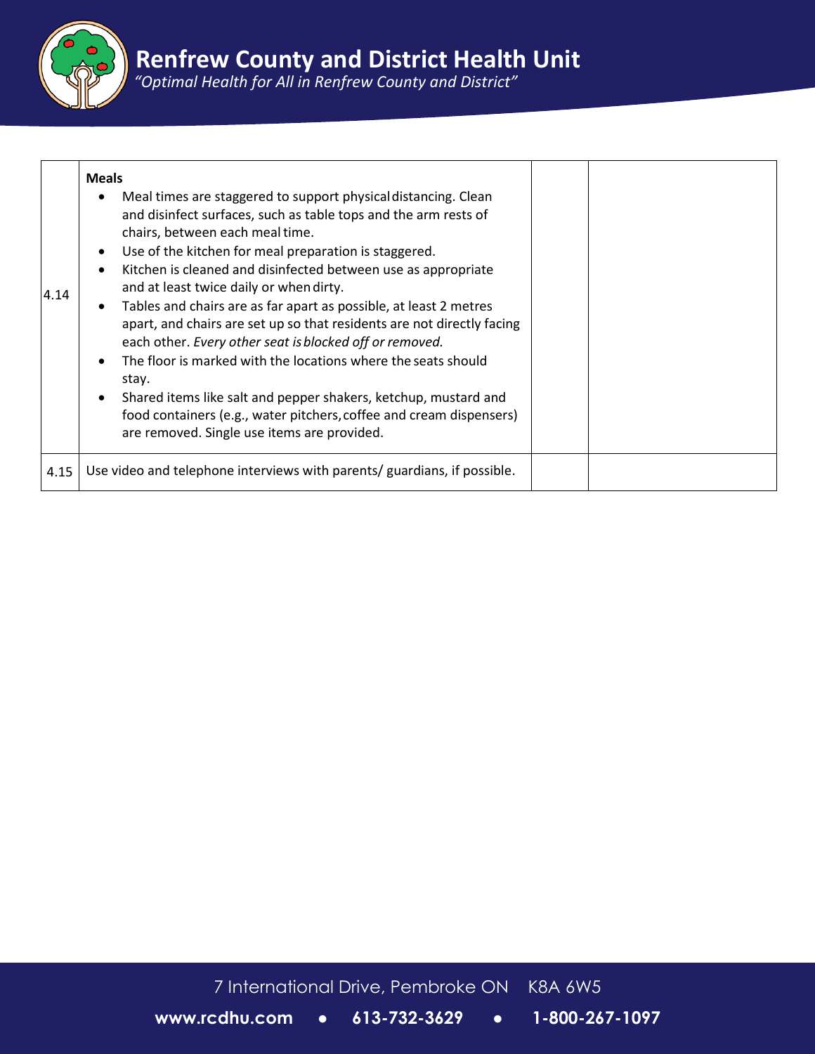| | | | |
|---|---|---|---|
| 4.14 | **Meals**<br>• Meal times are staggered to support physical distancing. Clean and disinfect surfaces, such as table tops and the arm rests of chairs, between each meal time.<br>• Use of the kitchen for meal preparation is staggered.<br>• Kitchen is cleaned and disinfected between use as appropriate and at least twice daily or when dirty.<br>• Tables and chairs are as far apart as possible, at least 2 metres apart, and chairs are set up so that residents are not directly facing each other. *Every other seat is blocked off or removed.*<br>• The floor is marked with the locations where the seats should stay.<br>• Shared items like salt and pepper shakers, ketchup, mustard and food containers (e.g., water pitchers, coffee and cream dispensers) are removed. Single use items are provided. | | |
| 4.15 | Use video and telephone interviews with parents/ guardians, if possible. | | |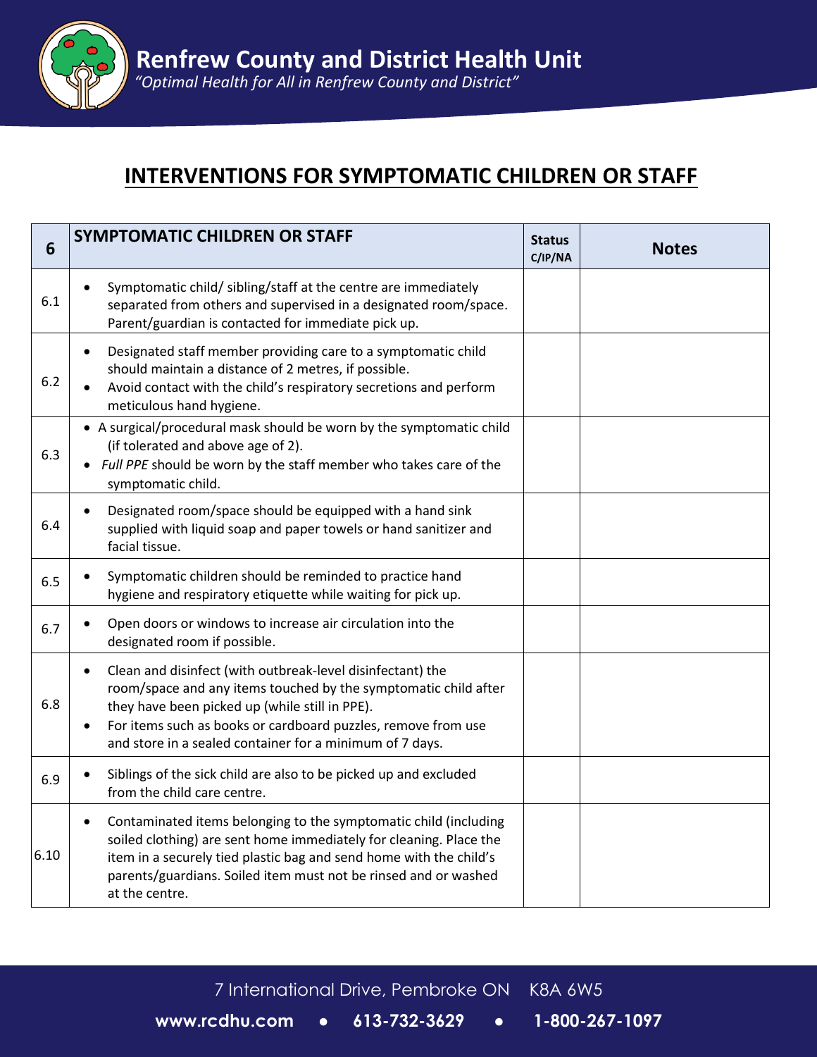## INTERVENTIONS FOR SYMPTOMATIC CHILDREN OR STAFF

| 6 | SYMPTOMATIC CHILDREN OR STAFF | Status C/IP/NA | Notes |
|---|---|---|---|
| 6.1 | • Symptomatic child/ sibling/staff at the centre are immediately separated from others and supervised in a designated room/space. Parent/guardian is contacted for immediate pick up. | | |
| 6.2 | • Designated staff member providing care to a symptomatic child should maintain a distance of 2 metres, if possible.<br>• Avoid contact with the child's respiratory secretions and perform meticulous hand hygiene. | | |
| 6.3 | • A surgical/procedural mask should be worn by the symptomatic child (if tolerated and above age of 2).<br>• *Full PPE* should be worn by the staff member who takes care of the symptomatic child. | | |
| 6.4 | • Designated room/space should be equipped with a hand sink supplied with liquid soap and paper towels or hand sanitizer and facial tissue. | | |
| 6.5 | • Symptomatic children should be reminded to practice hand hygiene and respiratory etiquette while waiting for pick up. | | |
| 6.7 | • Open doors or windows to increase air circulation into the designated room if possible. | | |
| 6.8 | • Clean and disinfect (with outbreak-level disinfectant) the room/space and any items touched by the symptomatic child after they have been picked up (while still in PPE).<br>• For items such as books or cardboard puzzles, remove from use and store in a sealed container for a minimum of 7 days. | | |
| 6.9 | • Siblings of the sick child are also to be picked up and excluded from the child care centre. | | |
| 6.10 | • Contaminated items belonging to the symptomatic child (including soiled clothing) are sent home immediately for cleaning. Place the item in a securely tied plastic bag and send home with the child's parents/guardians. Soiled item must not be rinsed and or washed at the centre. | | |